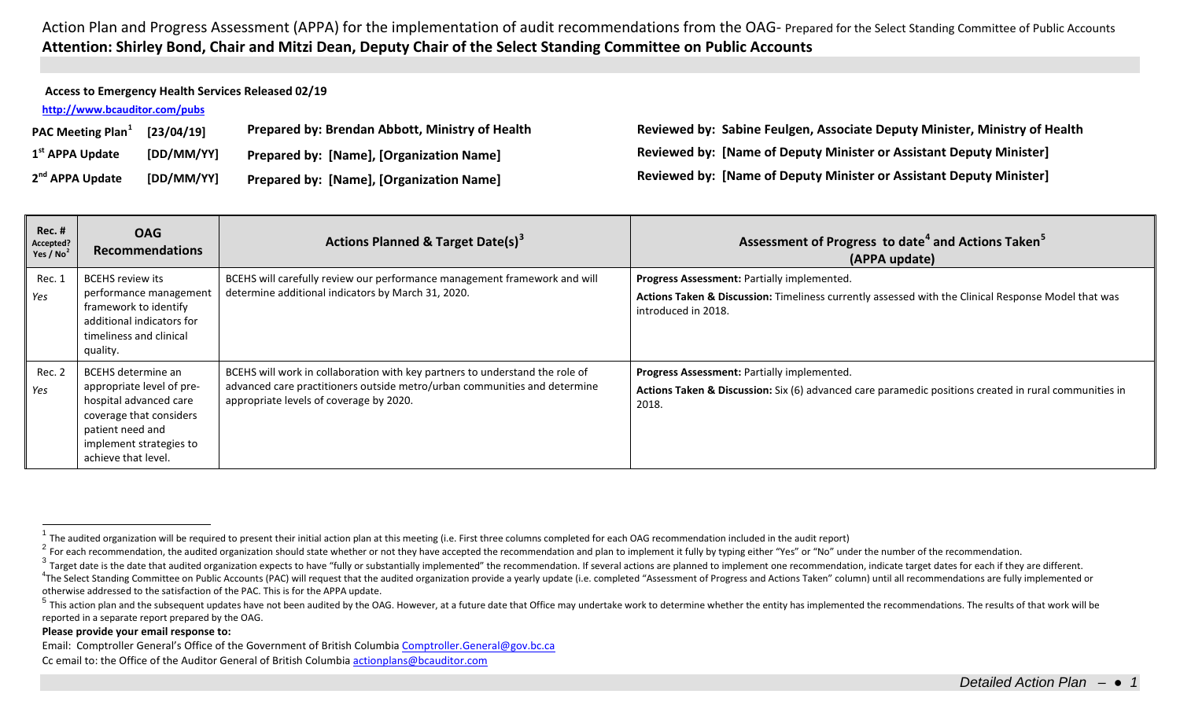# Action Plan and Progress Assessment (APPA) for the implementation of audit recommendations from the OAG- Prepared for the Select Standing Committee of Public Accounts

**Attention: Shirley Bond, Chair and Mitzi Dean, Deputy Chair of the Select Standing Committee on Public Accounts**

**Access to Emergency Health Services Released 02/19**

**http://www.bcauditor.com/pubs**

| | | | |
|---|---|---|---|
| **PAC Meeting Plan[1]** | **[23/04/19]** | **Prepared by: Brendan Abbott, Ministry of Health** | **Reviewed by: Sabine Feulgen, Associate Deputy Minister, Ministry of Health** |
| **1st APPA Update** | **[DD/MM/YY]** | **Prepared by: [Name], [Organization Name]** | **Reviewed by: [Name of Deputy Minister or Assistant Deputy Minister]** |
| **2nd APPA Update** | **[DD/MM/YY]** | **Prepared by: [Name], [Organization Name]** | **Reviewed by: [Name of Deputy Minister or Assistant Deputy Minister]** |

| Rec. # Accepted? Yes / No[2] | OAG Recommendations | Actions Planned & Target Date(s)[3] | Assessment of Progress to date[4] and Actions Taken[5] (APPA update) |
|---|---|---|---|
| Rec. 1 *Yes* | BCEHS review its performance management framework to identify additional indicators for timeliness and clinical quality. | BCEHS will carefully review our performance management framework and will determine additional indicators by March 31, 2020. | **Progress Assessment:** Partially implemented. **Actions Taken & Discussion:** Timeliness currently assessed with the Clinical Response Model that was introduced in 2018. |
| Rec. 2 *Yes* | BCEHS determine an appropriate level of pre-hospital advanced care coverage that considers patient need and implement strategies to achieve that level. | BCEHS will work in collaboration with key partners to understand the role of advanced care practitioners outside metro/urban communities and determine appropriate levels of coverage by 2020. | **Progress Assessment:** Partially implemented. **Actions Taken & Discussion:** Six (6) advanced care paramedic positions created in rural communities in 2018. |

[1] The audited organization will be required to present their initial action plan at this meeting (i.e. First three columns completed for each OAG recommendation included in the audit report)

[2] For each recommendation, the audited organization should state whether or not they have accepted the recommendation and plan to implement it fully by typing either "Yes" or "No" under the number of the recommendation.

[3] Target date is the date that audited organization expects to have "fully or substantially implemented" the recommendation. If several actions are planned to implement one recommendation, indicate target dates for each if they are different.

[4] The Select Standing Committee on Public Accounts (PAC) will request that the audited organization provide a yearly update (i.e. completed "Assessment of Progress and Actions Taken" column) until all recommendations are fully implemented or otherwise addressed to the satisfaction of the PAC. This is for the APPA update.

[5] This action plan and the subsequent updates have not been audited by the OAG. However, at a future date that Office may undertake work to determine whether the entity has implemented the recommendations. The results of that work will be reported in a separate report prepared by the OAG.

**Please provide your email response to:**

Email: Comptroller General's Office of the Government of British Columbia Comptroller.General@gov.bc.ca

Cc email to: the Office of the Auditor General of British Columbia actionplans@bcauditor.com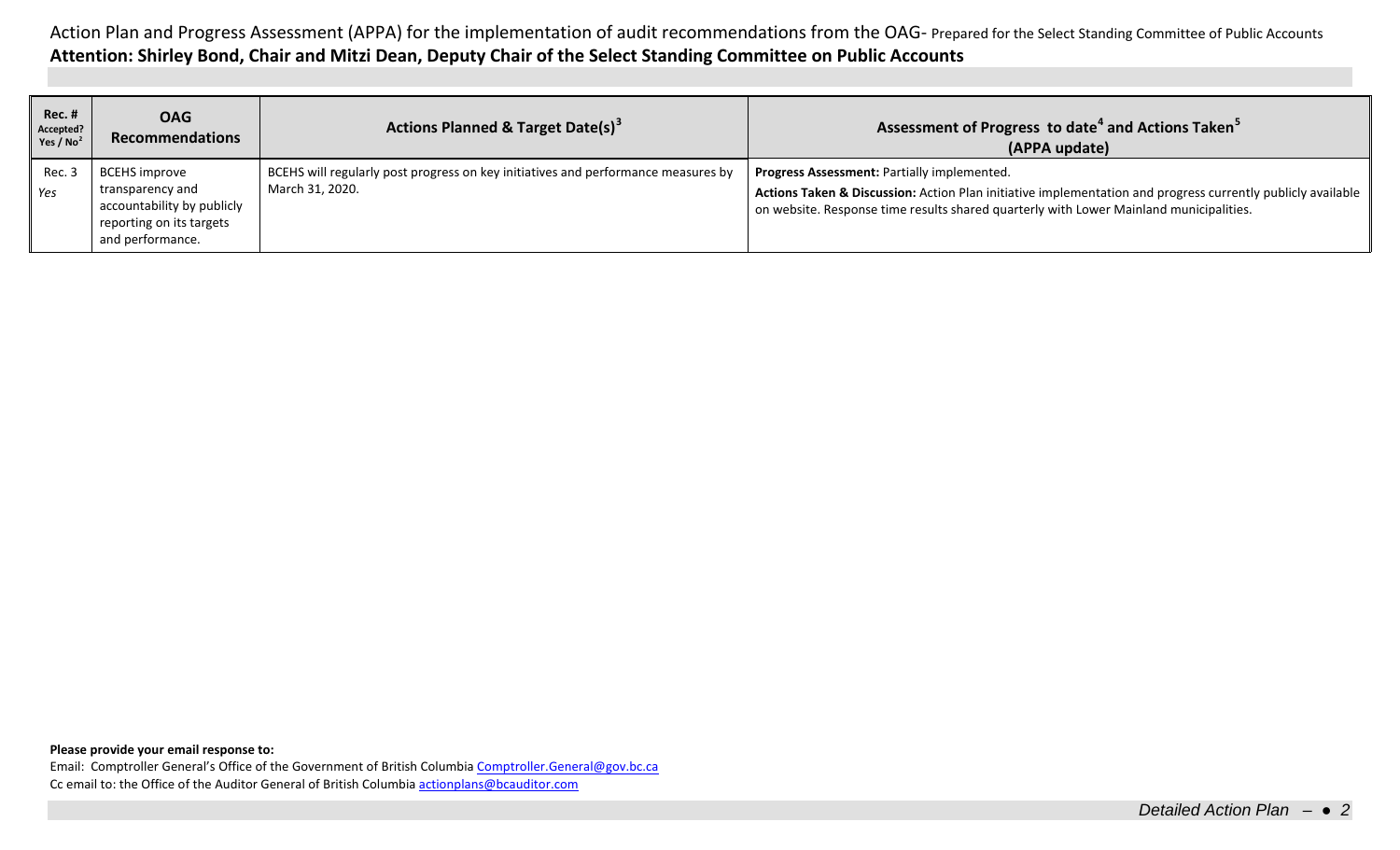Action Plan and Progress Assessment (APPA) for the implementation of audit recommendations from the OAG- Prepared for the Select Standing Committee of Public Accounts

**Attention: Shirley Bond, Chair and Mitzi Dean, Deputy Chair of the Select Standing Committee on Public Accounts**

| Rec. # Accepted? Yes / No[2] | OAG Recommendations | Actions Planned & Target Date(s)[3] | Assessment of Progress to date[4] and Actions Taken[5] (APPA update) |
|---|---|---|---|
| Rec. 3 *Yes* | BCEHS improve transparency and accountability by publicly reporting on its targets and performance. | BCEHS will regularly post progress on key initiatives and performance measures by March 31, 2020. | **Progress Assessment:** Partially implemented. **Actions Taken & Discussion:** Action Plan initiative implementation and progress currently publicly available on website. Response time results shared quarterly with Lower Mainland municipalities. |

**Please provide your email response to:**

Email: Comptroller General's Office of the Government of British Columbia Comptroller.General@gov.bc.ca

Cc email to: the Office of the Auditor General of British Columbia actionplans@bcauditor.com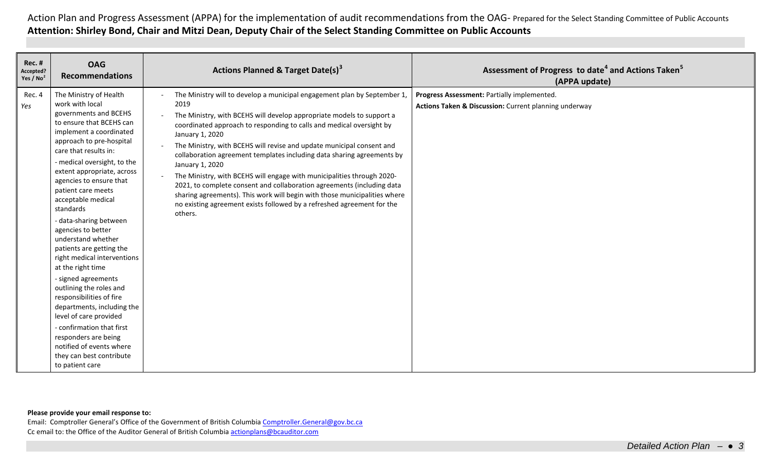Action Plan and Progress Assessment (APPA) for the implementation of audit recommendations from the OAG- Prepared for the Select Standing Committee of Public Accounts

**Attention: Shirley Bond, Chair and Mitzi Dean, Deputy Chair of the Select Standing Committee on Public Accounts**

| **Rec. # Accepted? Yes / No[2]** | **OAG Recommendations** | **Actions Planned & Target Date(s)[3]** | **Assessment of Progress to date[4] and Actions Taken[5] (APPA update)** |
|---|---|---|---|
| Rec. 4 *Yes* | The Ministry of Health work with local governments and BCEHS to ensure that BCEHS can implement a coordinated approach to pre-hospital care that results in:<br>- medical oversight, to the extent appropriate, across agencies to ensure that patient care meets acceptable medical standards<br>- data-sharing between agencies to better understand whether patients are getting the right medical interventions at the right time<br>- signed agreements outlining the roles and responsibilities of fire departments, including the level of care provided<br>- confirmation that first responders are being notified of events where they can best contribute to patient care | - The Ministry will to develop a municipal engagement plan by September 1, 2019<br>- The Ministry, with BCEHS will develop appropriate models to support a coordinated approach to responding to calls and medical oversight by January 1, 2020<br>- The Ministry, with BCEHS will revise and update municipal consent and collaboration agreement templates including data sharing agreements by January 1, 2020<br>- The Ministry, with BCEHS will engage with municipalities through 2020-2021, to complete consent and collaboration agreements (including data sharing agreements). This work will begin with those municipalities where no existing agreement exists followed by a refreshed agreement for the others. | **Progress Assessment:** Partially implemented.<br>**Actions Taken & Discussion:** Current planning underway |

**Please provide your email response to:**

Email: Comptroller General's Office of the Government of British Columbia Comptroller.General@gov.bc.ca

Cc email to: the Office of the Auditor General of British Columbia actionplans@bcauditor.com